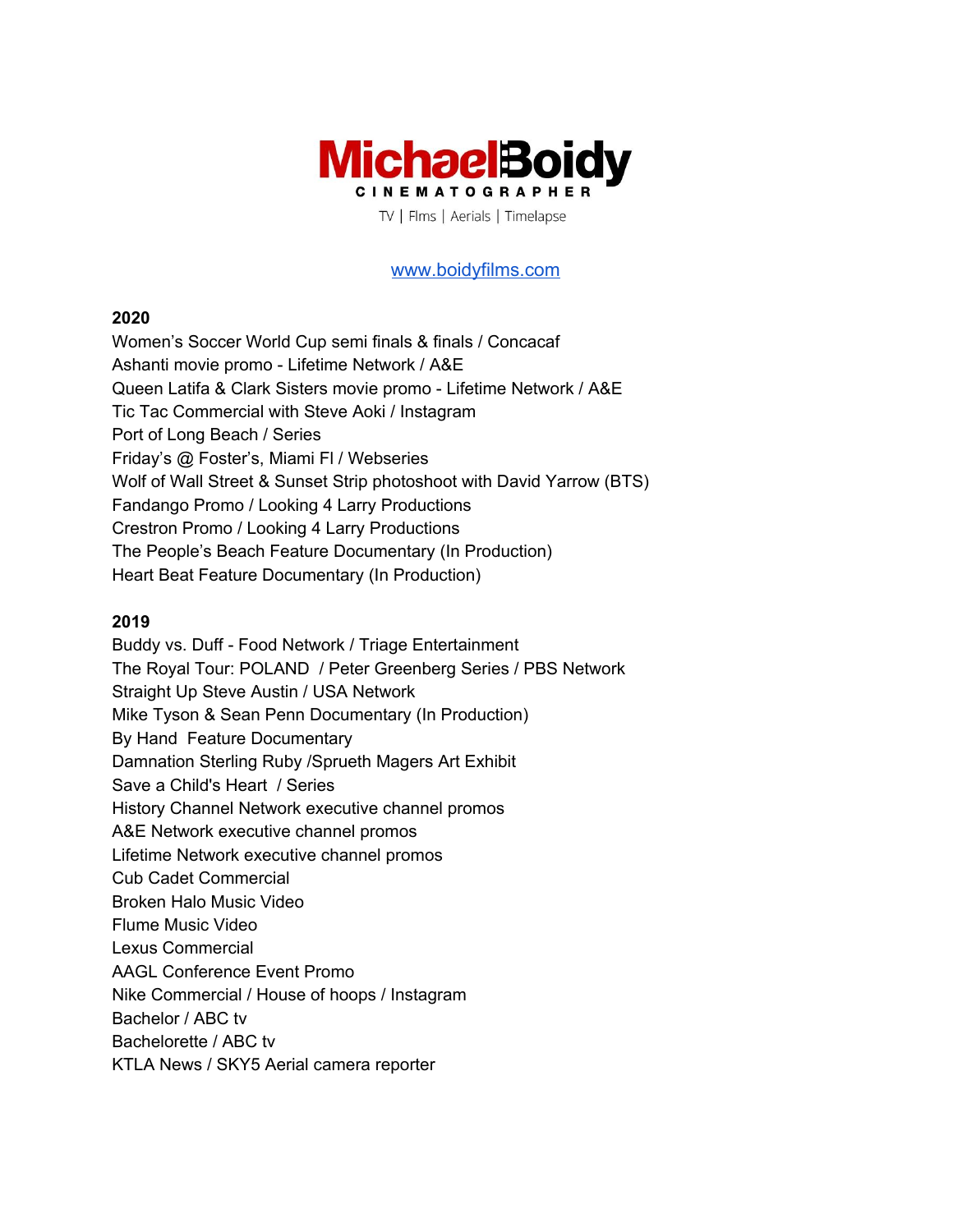# MichaelBoidy

**CINEMATOGRAPHER**

TV | Flms | Aerials | Timelapse

[www.boidyfilms.com](http://www.boidyfilms.com)

**2020**

Women's Soccer World Cup semi finals & finals / Concacaf
Ashanti movie promo - Lifetime Network / A&E
Queen Latifa & Clark Sisters movie promo - Lifetime Network / A&E
Tic Tac Commercial with Steve Aoki / Instagram
Port of Long Beach / Series
Friday's @ Foster's, Miami Fl / Webseries
Wolf of Wall Street & Sunset Strip photoshoot with David Yarrow (BTS)
Fandango Promo / Looking 4 Larry Productions
Crestron Promo / Looking 4 Larry Productions
The People's Beach Feature Documentary (In Production)
Heart Beat Feature Documentary (In Production)

**2019**

Buddy vs. Duff - Food Network / Triage Entertainment
The Royal Tour: POLAND / Peter Greenberg Series / PBS Network
Straight Up Steve Austin / USA Network
Mike Tyson & Sean Penn Documentary (In Production)
By Hand Feature Documentary
Damnation Sterling Ruby /Sprueth Magers Art Exhibit
Save a Child's Heart / Series
History Channel Network executive channel promos
A&E Network executive channel promos
Lifetime Network executive channel promos
Cub Cadet Commercial
Broken Halo Music Video
Flume Music Video
Lexus Commercial
AAGL Conference Event Promo
Nike Commercial / House of hoops / Instagram
Bachelor / ABC tv
Bachelorette / ABC tv
KTLA News / SKY5 Aerial camera reporter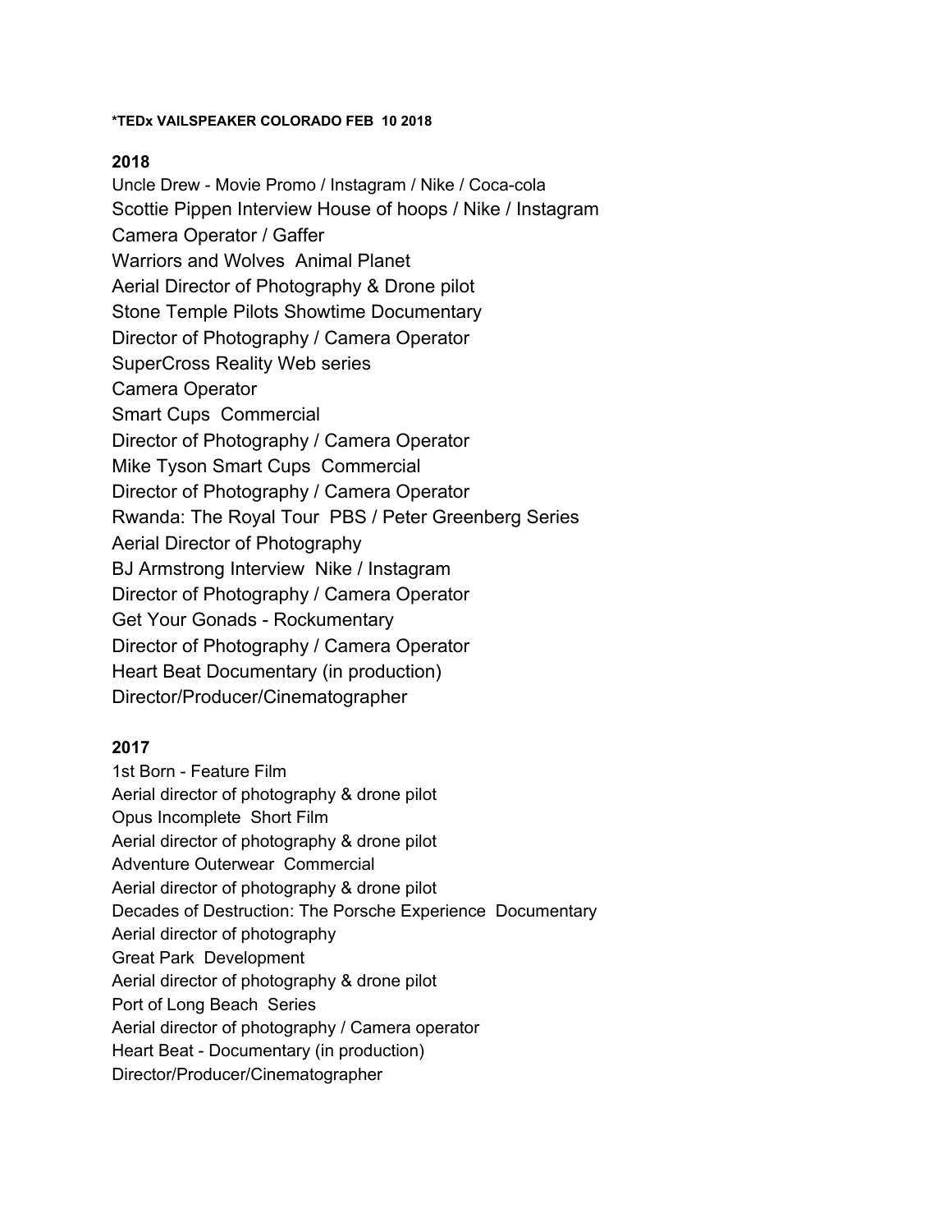**\*TEDx VAILSPEAKER COLORADO FEB 10 2018**

**2018**

Uncle Drew - Movie Promo / Instagram / Nike / Coca-cola
Scottie Pippen Interview House of hoops / Nike / Instagram
Camera Operator / Gaffer
Warriors and Wolves Animal Planet
Aerial Director of Photography & Drone pilot
Stone Temple Pilots Showtime Documentary
Director of Photography / Camera Operator
SuperCross Reality Web series
Camera Operator
Smart Cups Commercial
Director of Photography / Camera Operator
Mike Tyson Smart Cups Commercial
Director of Photography / Camera Operator
Rwanda: The Royal Tour PBS / Peter Greenberg Series
Aerial Director of Photography
BJ Armstrong Interview Nike / Instagram
Director of Photography / Camera Operator
Get Your Gonads - Rockumentary
Director of Photography / Camera Operator
Heart Beat Documentary (in production)
Director/Producer/Cinematographer

**2017**

1st Born - Feature Film
Aerial director of photography & drone pilot
Opus Incomplete Short Film
Aerial director of photography & drone pilot
Adventure Outerwear Commercial
Aerial director of photography & drone pilot
Decades of Destruction: The Porsche Experience Documentary
Aerial director of photography
Great Park Development
Aerial director of photography & drone pilot
Port of Long Beach Series
Aerial director of photography / Camera operator
Heart Beat - Documentary (in production)
Director/Producer/Cinematographer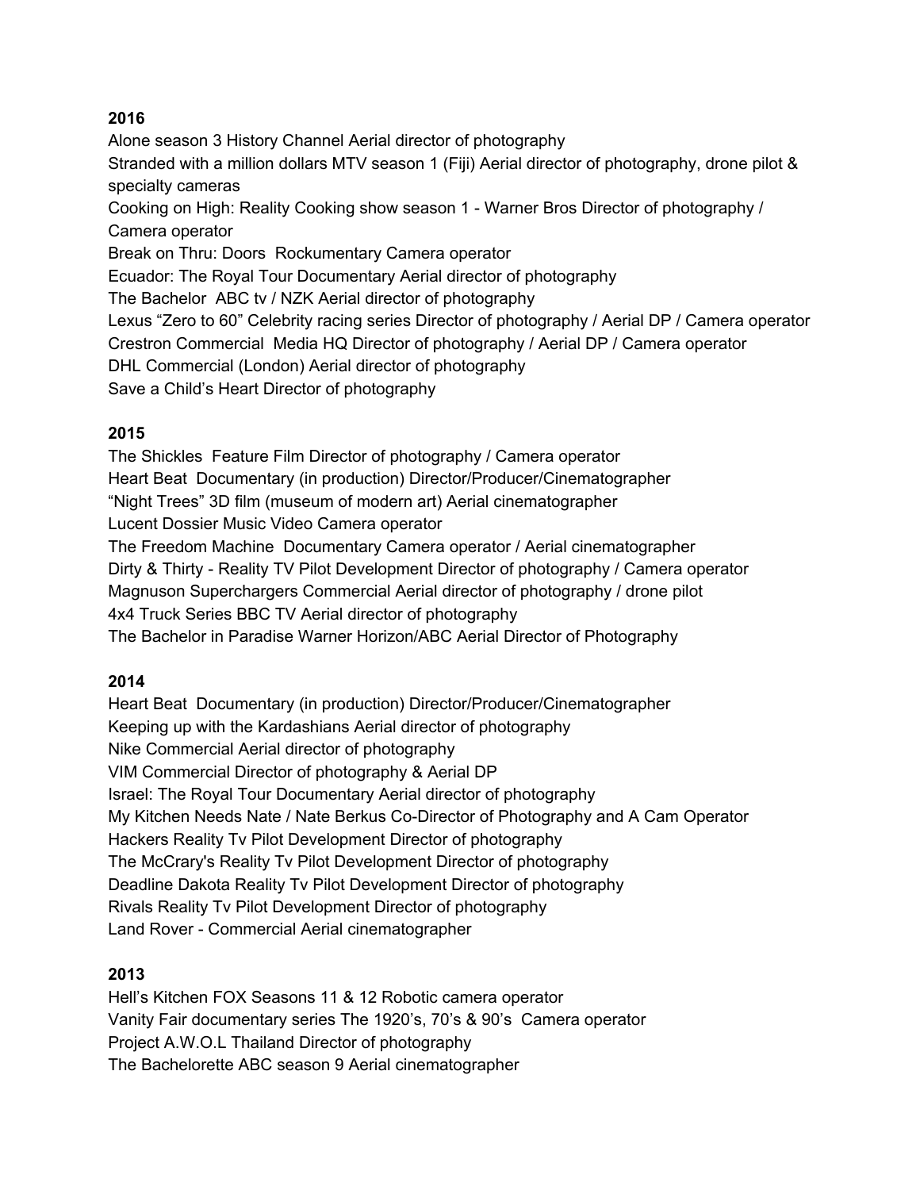**2016**

Alone season 3 History Channel Aerial director of photography
Stranded with a million dollars MTV season 1 (Fiji) Aerial director of photography, drone pilot & specialty cameras
Cooking on High: Reality Cooking show season 1 - Warner Bros Director of photography / Camera operator
Break on Thru: Doors Rockumentary Camera operator
Ecuador: The Royal Tour Documentary Aerial director of photography
The Bachelor ABC tv / NZK Aerial director of photography
Lexus "Zero to 60" Celebrity racing series Director of photography / Aerial DP / Camera operator
Crestron Commercial Media HQ Director of photography / Aerial DP / Camera operator
DHL Commercial (London) Aerial director of photography
Save a Child's Heart Director of photography

**2015**

The Shickles Feature Film Director of photography / Camera operator
Heart Beat Documentary (in production) Director/Producer/Cinematographer
"Night Trees" 3D film (museum of modern art) Aerial cinematographer
Lucent Dossier Music Video Camera operator
The Freedom Machine Documentary Camera operator / Aerial cinematographer
Dirty & Thirty - Reality TV Pilot Development Director of photography / Camera operator
Magnuson Superchargers Commercial Aerial director of photography / drone pilot
4x4 Truck Series BBC TV Aerial director of photography
The Bachelor in Paradise Warner Horizon/ABC Aerial Director of Photography

**2014**

Heart Beat Documentary (in production) Director/Producer/Cinematographer
Keeping up with the Kardashians Aerial director of photography
Nike Commercial Aerial director of photography
VIM Commercial Director of photography & Aerial DP
Israel: The Royal Tour Documentary Aerial director of photography
My Kitchen Needs Nate / Nate Berkus Co-Director of Photography and A Cam Operator
Hackers Reality Tv Pilot Development Director of photography
The McCrary's Reality Tv Pilot Development Director of photography
Deadline Dakota Reality Tv Pilot Development Director of photography
Rivals Reality Tv Pilot Development Director of photography
Land Rover - Commercial Aerial cinematographer

**2013**

Hell's Kitchen FOX Seasons 11 & 12 Robotic camera operator
Vanity Fair documentary series The 1920's, 70's & 90's Camera operator
Project A.W.O.L Thailand Director of photography
The Bachelorette ABC season 9 Aerial cinematographer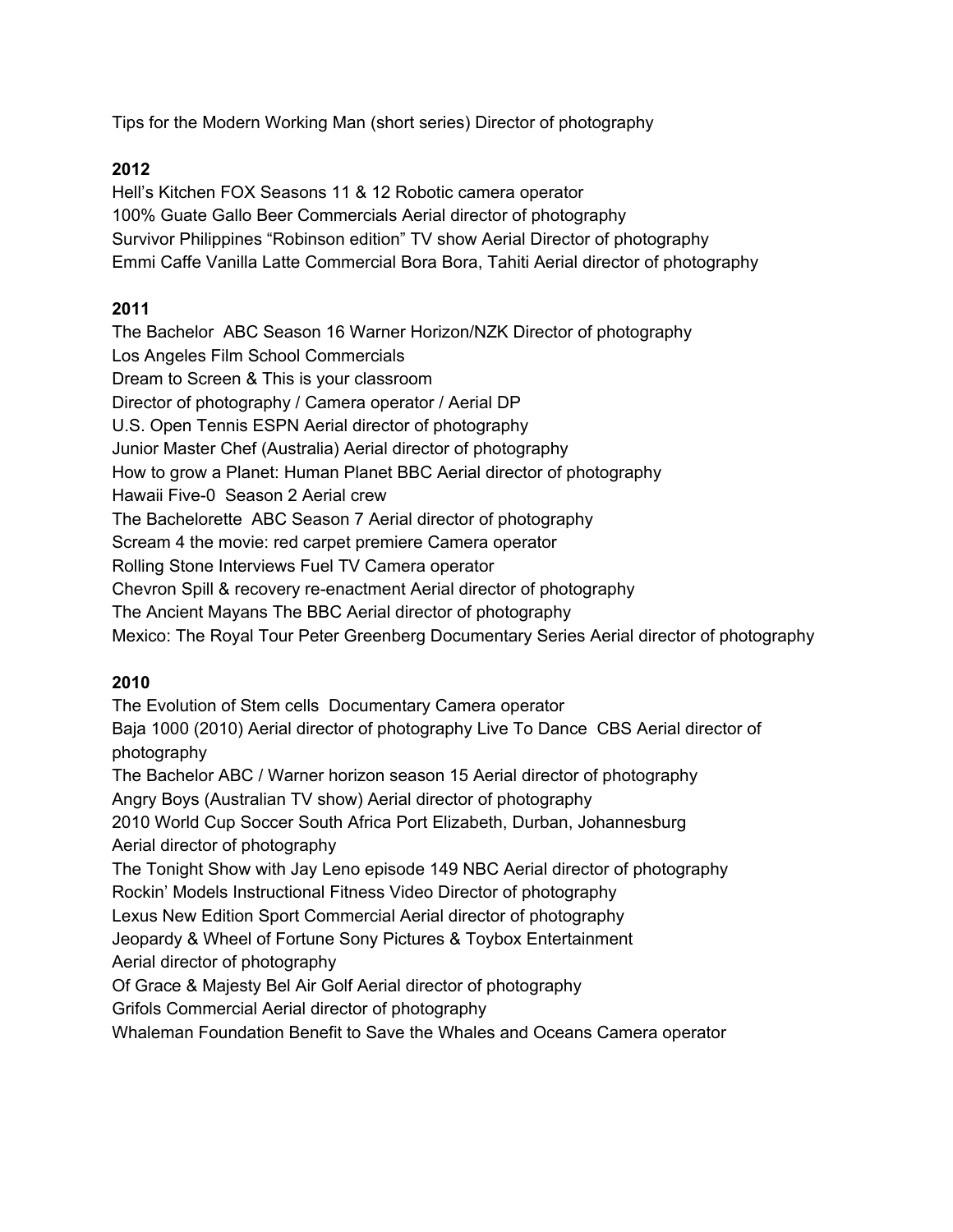Tips for the Modern Working Man (short series) Director of photography

**2012**

Hell's Kitchen FOX Seasons 11 & 12 Robotic camera operator
100% Guate Gallo Beer Commercials Aerial director of photography
Survivor Philippines "Robinson edition" TV show Aerial Director of photography
Emmi Caffe Vanilla Latte Commercial Bora Bora, Tahiti Aerial director of photography

**2011**

The Bachelor ABC Season 16 Warner Horizon/NZK Director of photography
Los Angeles Film School Commercials
Dream to Screen & This is your classroom
Director of photography / Camera operator / Aerial DP
U.S. Open Tennis ESPN Aerial director of photography
Junior Master Chef (Australia) Aerial director of photography
How to grow a Planet: Human Planet BBC Aerial director of photography
Hawaii Five-0 Season 2 Aerial crew
The Bachelorette ABC Season 7 Aerial director of photography
Scream 4 the movie: red carpet premiere Camera operator
Rolling Stone Interviews Fuel TV Camera operator
Chevron Spill & recovery re-enactment Aerial director of photography
The Ancient Mayans The BBC Aerial director of photography
Mexico: The Royal Tour Peter Greenberg Documentary Series Aerial director of photography

**2010**

The Evolution of Stem cells Documentary Camera operator
Baja 1000 (2010) Aerial director of photography Live To Dance CBS Aerial director of photography
The Bachelor ABC / Warner horizon season 15 Aerial director of photography
Angry Boys (Australian TV show) Aerial director of photography
2010 World Cup Soccer South Africa Port Elizabeth, Durban, Johannesburg
Aerial director of photography
The Tonight Show with Jay Leno episode 149 NBC Aerial director of photography
Rockin' Models Instructional Fitness Video Director of photography
Lexus New Edition Sport Commercial Aerial director of photography
Jeopardy & Wheel of Fortune Sony Pictures & Toybox Entertainment
Aerial director of photography
Of Grace & Majesty Bel Air Golf Aerial director of photography
Grifols Commercial Aerial director of photography
Whaleman Foundation Benefit to Save the Whales and Oceans Camera operator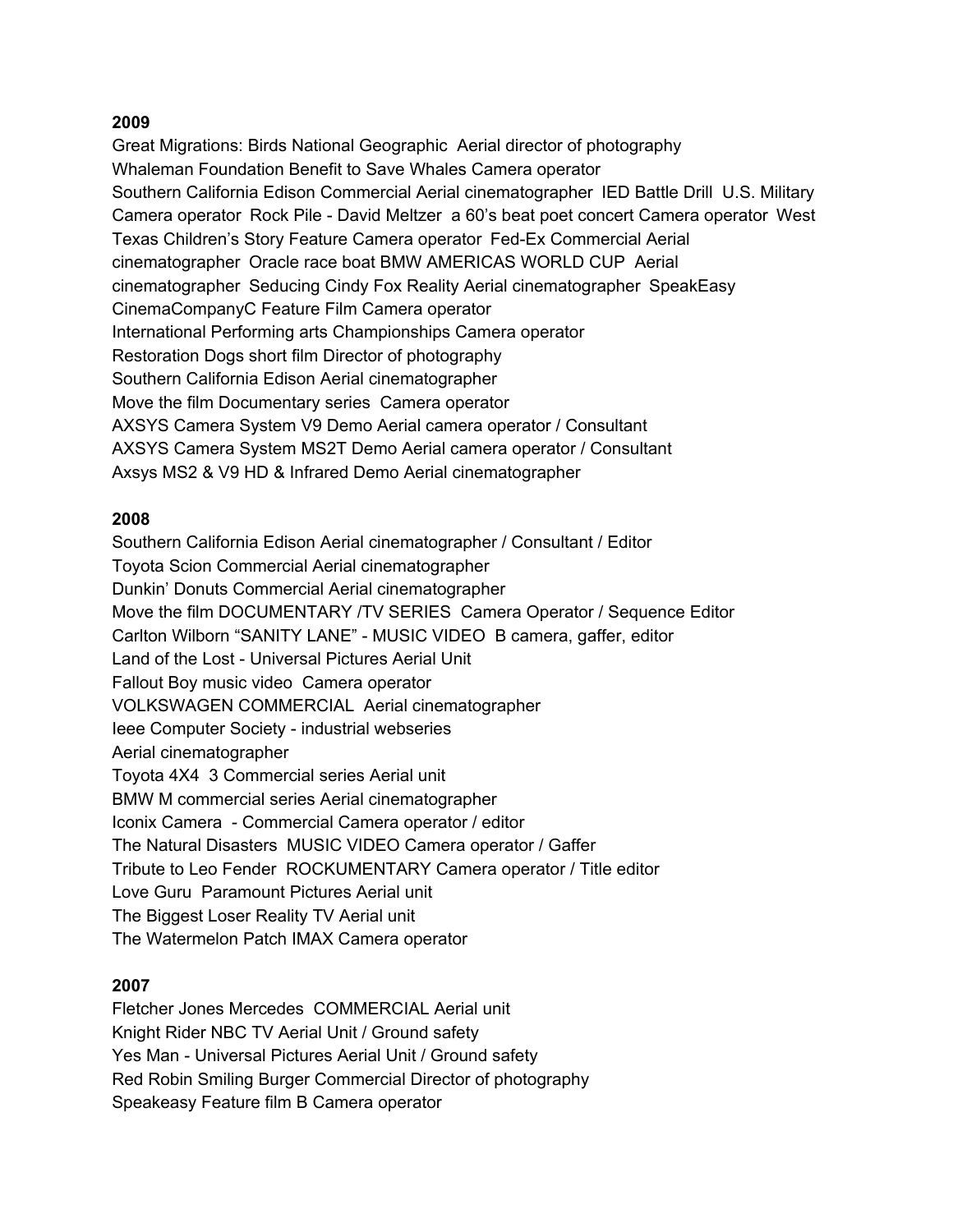**2009**

Great Migrations: Birds National Geographic  Aerial director of photography
Whaleman Foundation Benefit to Save Whales Camera operator
Southern California Edison Commercial Aerial cinematographer  IED Battle Drill  U.S. Military Camera operator  Rock Pile - David Meltzer  a 60's beat poet concert Camera operator  West Texas Children's Story Feature Camera operator  Fed-Ex Commercial Aerial cinematographer  Oracle race boat BMW AMERICAS WORLD CUP  Aerial cinematographer  Seducing Cindy Fox Reality Aerial cinematographer  SpeakEasy CinemaCompanyC Feature Film Camera operator
International Performing arts Championships Camera operator
Restoration Dogs short film Director of photography
Southern California Edison Aerial cinematographer
Move the film Documentary series  Camera operator
AXSYS Camera System V9 Demo Aerial camera operator / Consultant
AXSYS Camera System MS2T Demo Aerial camera operator / Consultant
Axsys MS2 & V9 HD & Infrared Demo Aerial cinematographer

**2008**

Southern California Edison Aerial cinematographer / Consultant / Editor
Toyota Scion Commercial Aerial cinematographer
Dunkin' Donuts Commercial Aerial cinematographer
Move the film DOCUMENTARY /TV SERIES  Camera Operator / Sequence Editor
Carlton Wilborn "SANITY LANE" - MUSIC VIDEO  B camera, gaffer, editor
Land of the Lost - Universal Pictures Aerial Unit
Fallout Boy music video  Camera operator
VOLKSWAGEN COMMERCIAL  Aerial cinematographer
Ieee Computer Society - industrial webseries
Aerial cinematographer
Toyota 4X4  3 Commercial series Aerial unit
BMW M commercial series Aerial cinematographer
Iconix Camera  - Commercial Camera operator / editor
The Natural Disasters  MUSIC VIDEO Camera operator / Gaffer
Tribute to Leo Fender  ROCKUMENTARY Camera operator / Title editor
Love Guru  Paramount Pictures Aerial unit
The Biggest Loser Reality TV Aerial unit
The Watermelon Patch IMAX Camera operator

**2007**

Fletcher Jones Mercedes  COMMERCIAL Aerial unit
Knight Rider NBC TV Aerial Unit / Ground safety
Yes Man - Universal Pictures Aerial Unit / Ground safety
Red Robin Smiling Burger Commercial Director of photography
Speakeasy Feature film B Camera operator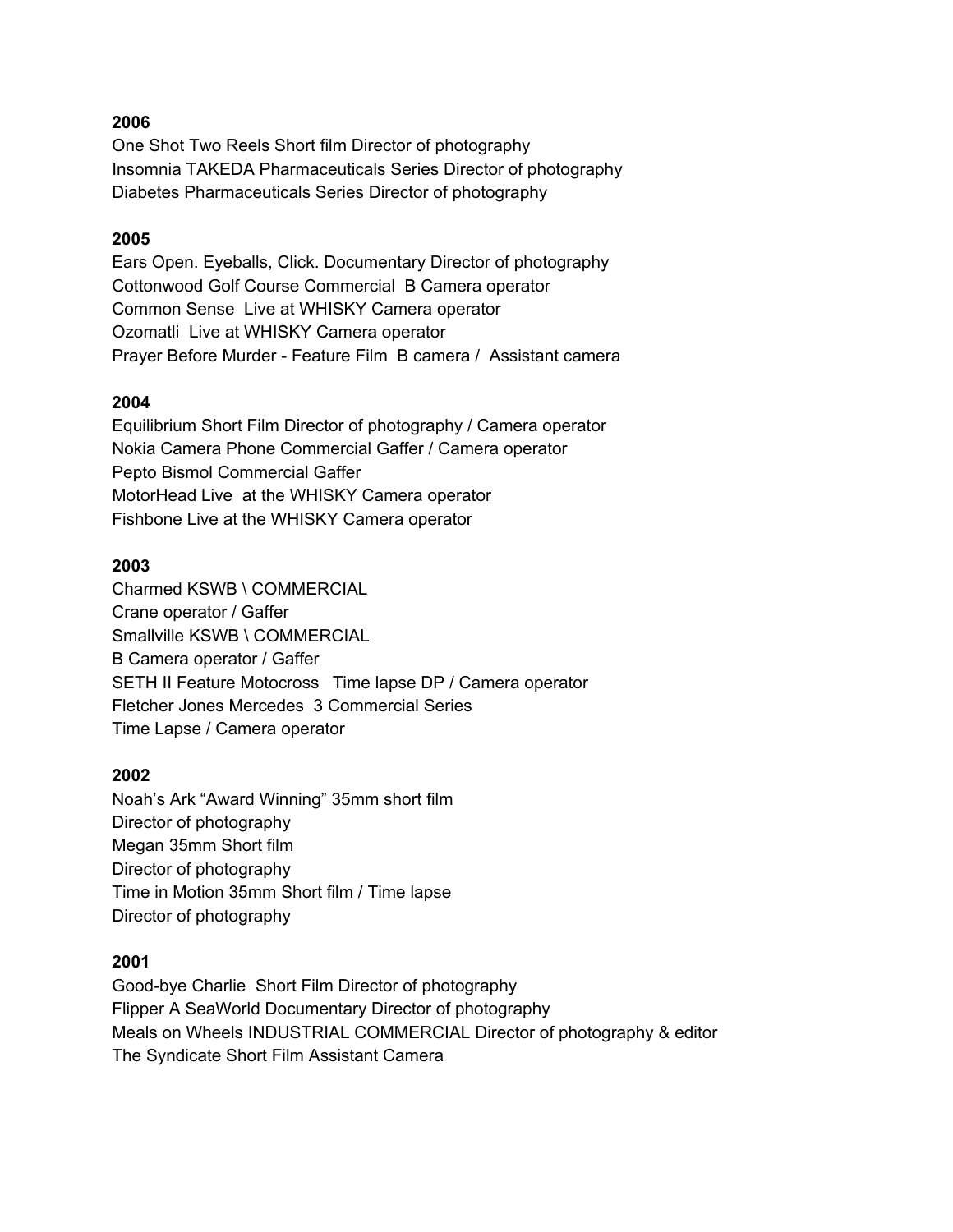**2006**

One Shot Two Reels Short film Director of photography
Insomnia TAKEDA Pharmaceuticals Series Director of photography
Diabetes Pharmaceuticals Series Director of photography

**2005**

Ears Open. Eyeballs, Click. Documentary Director of photography
Cottonwood Golf Course Commercial B Camera operator
Common Sense Live at WHISKY Camera operator
Ozomatli Live at WHISKY Camera operator
Prayer Before Murder - Feature Film B camera / Assistant camera

**2004**

Equilibrium Short Film Director of photography / Camera operator
Nokia Camera Phone Commercial Gaffer / Camera operator
Pepto Bismol Commercial Gaffer
MotorHead Live at the WHISKY Camera operator
Fishbone Live at the WHISKY Camera operator

**2003**

Charmed KSWB \ COMMERCIAL
Crane operator / Gaffer
Smallville KSWB \ COMMERCIAL
B Camera operator / Gaffer
SETH II Feature Motocross Time lapse DP / Camera operator
Fletcher Jones Mercedes 3 Commercial Series
Time Lapse / Camera operator

**2002**

Noah's Ark "Award Winning" 35mm short film
Director of photography
Megan 35mm Short film
Director of photography
Time in Motion 35mm Short film / Time lapse
Director of photography

**2001**

Good-bye Charlie Short Film Director of photography
Flipper A SeaWorld Documentary Director of photography
Meals on Wheels INDUSTRIAL COMMERCIAL Director of photography & editor
The Syndicate Short Film Assistant Camera